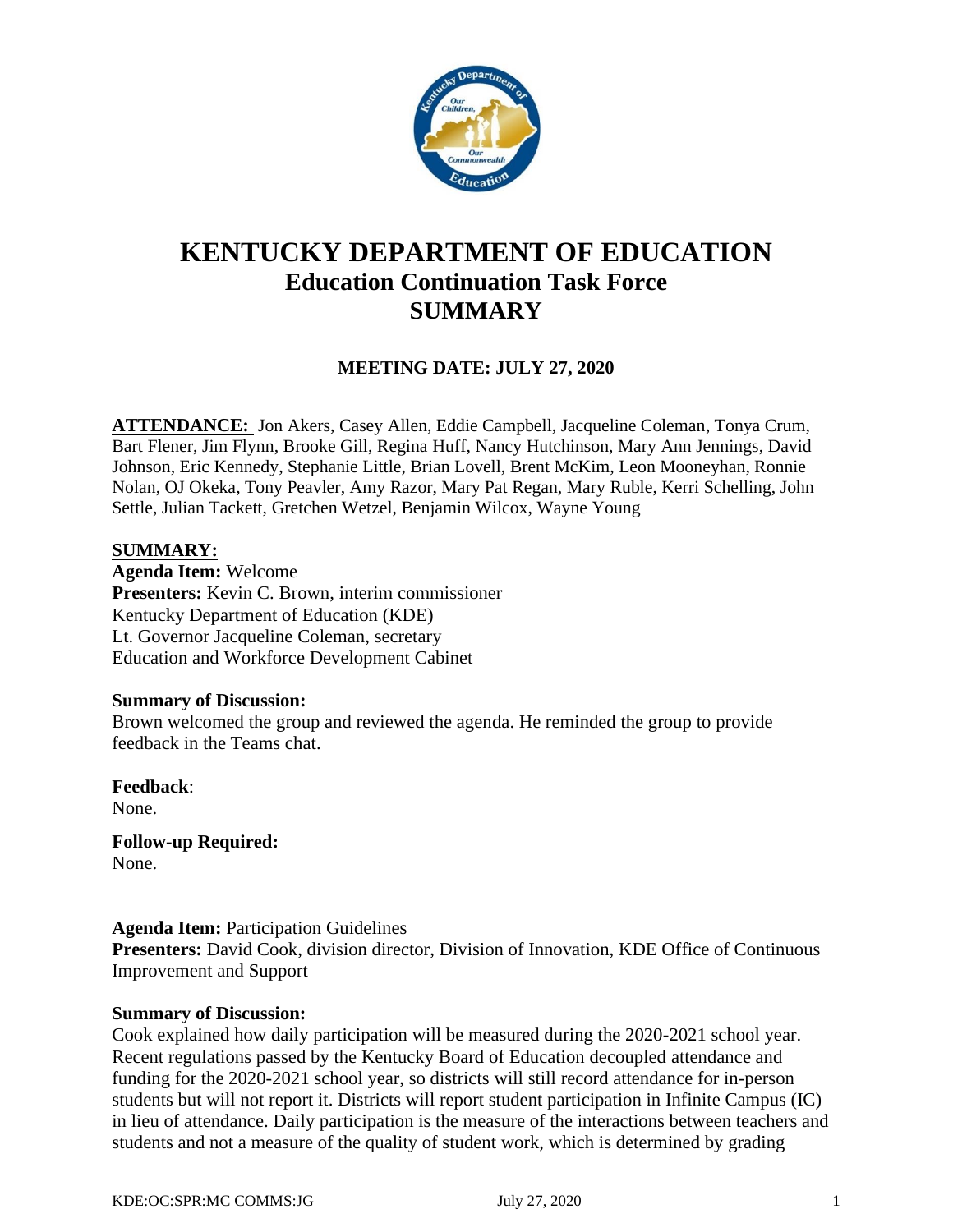# KENTUCKY DEPARTMENT OF EDUCATION
## Education Continuation Task Force
## SUMMARY

**MEETING DATE: JULY 27, 2020**

**ATTENDANCE:** Jon Akers, Casey Allen, Eddie Campbell, Jacqueline Coleman, Tonya Crum, Bart Flener, Jim Flynn, Brooke Gill, Regina Huff, Nancy Hutchinson, Mary Ann Jennings, David Johnson, Eric Kennedy, Stephanie Little, Brian Lovell, Brent McKim, Leon Mooneyhan, Ronnie Nolan, OJ Okeka, Tony Peavler, Amy Razor, Mary Pat Regan, Mary Ruble, Kerri Schelling, John Settle, Julian Tackett, Gretchen Wetzel, Benjamin Wilcox, Wayne Young

**SUMMARY:**

**Agenda Item:** Welcome
**Presenters:** Kevin C. Brown, interim commissioner
Kentucky Department of Education (KDE)
Lt. Governor Jacqueline Coleman, secretary
Education and Workforce Development Cabinet

**Summary of Discussion:**
Brown welcomed the group and reviewed the agenda. He reminded the group to provide feedback in the Teams chat.

**Feedback**:
None.

**Follow-up Required:**
None.

**Agenda Item:** Participation Guidelines
**Presenters:** David Cook, division director, Division of Innovation, KDE Office of Continuous Improvement and Support

**Summary of Discussion:**
Cook explained how daily participation will be measured during the 2020-2021 school year. Recent regulations passed by the Kentucky Board of Education decoupled attendance and funding for the 2020-2021 school year, so districts will still record attendance for in-person students but will not report it. Districts will report student participation in Infinite Campus (IC) in lieu of attendance. Daily participation is the measure of the interactions between teachers and students and not a measure of the quality of student work, which is determined by grading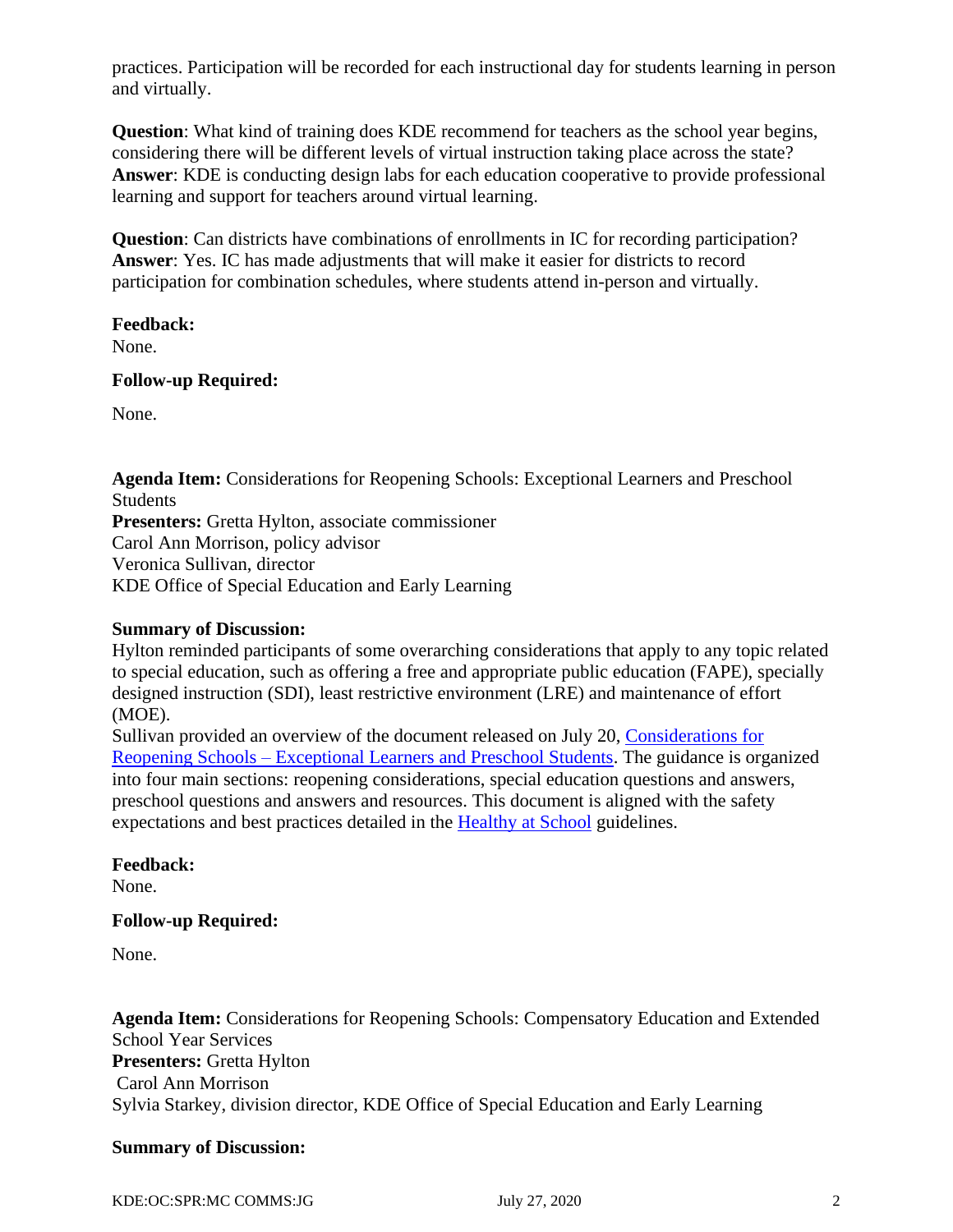practices. Participation will be recorded for each instructional day for students learning in person and virtually.

**Question**: What kind of training does KDE recommend for teachers as the school year begins, considering there will be different levels of virtual instruction taking place across the state?
**Answer**: KDE is conducting design labs for each education cooperative to provide professional learning and support for teachers around virtual learning.

**Question**: Can districts have combinations of enrollments in IC for recording participation?
**Answer**: Yes. IC has made adjustments that will make it easier for districts to record participation for combination schedules, where students attend in-person and virtually.

**Feedback:**
None.

**Follow-up Required:**

None.

**Agenda Item:** Considerations for Reopening Schools: Exceptional Learners and Preschool Students
**Presenters:** Gretta Hylton, associate commissioner
Carol Ann Morrison, policy advisor
Veronica Sullivan, director
KDE Office of Special Education and Early Learning

**Summary of Discussion:**
Hylton reminded participants of some overarching considerations that apply to any topic related to special education, such as offering a free and appropriate public education (FAPE), specially designed instruction (SDI), least restrictive environment (LRE) and maintenance of effort (MOE).
Sullivan provided an overview of the document released on July 20, Considerations for Reopening Schools – Exceptional Learners and Preschool Students. The guidance is organized into four main sections: reopening considerations, special education questions and answers, preschool questions and answers and resources. This document is aligned with the safety expectations and best practices detailed in the Healthy at School guidelines.

**Feedback:**
None.

**Follow-up Required:**

None.

**Agenda Item:** Considerations for Reopening Schools: Compensatory Education and Extended School Year Services
**Presenters:** Gretta Hylton
Carol Ann Morrison
Sylvia Starkey, division director, KDE Office of Special Education and Early Learning

**Summary of Discussion:**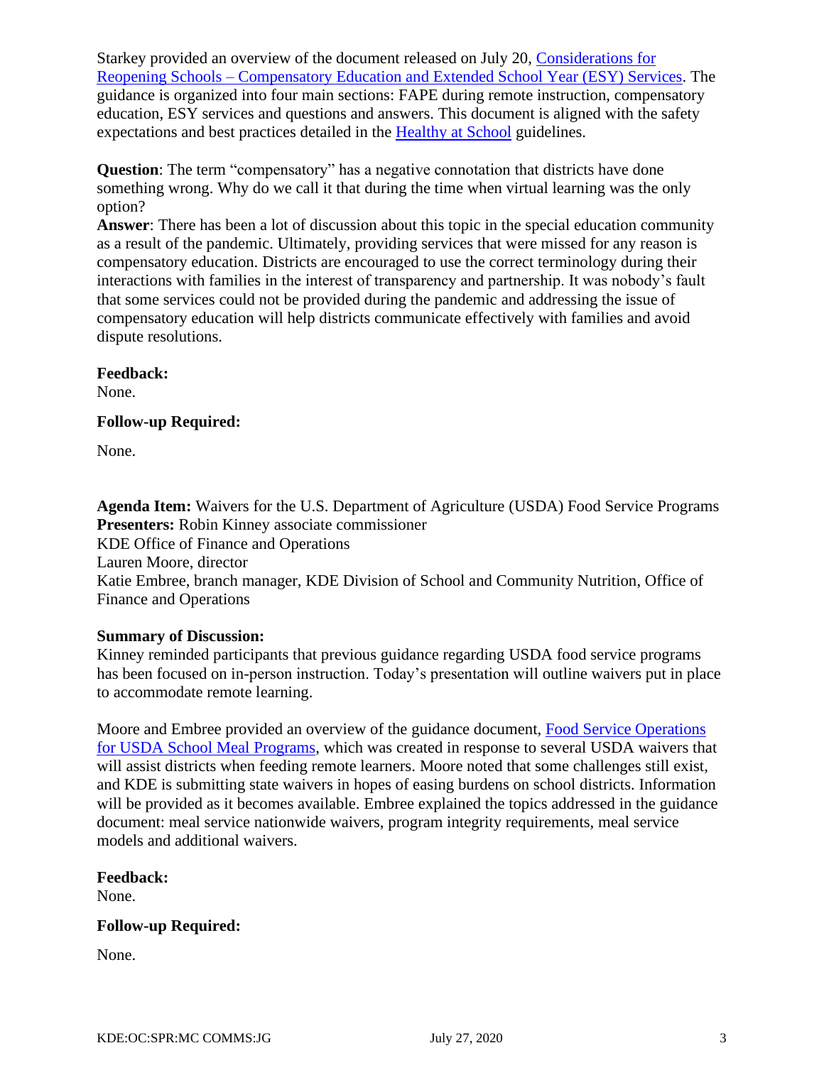Starkey provided an overview of the document released on July 20, Considerations for Reopening Schools – Compensatory Education and Extended School Year (ESY) Services. The guidance is organized into four main sections: FAPE during remote instruction, compensatory education, ESY services and questions and answers. This document is aligned with the safety expectations and best practices detailed in the Healthy at School guidelines.

**Question**: The term "compensatory" has a negative connotation that districts have done something wrong. Why do we call it that during the time when virtual learning was the only option?

**Answer**: There has been a lot of discussion about this topic in the special education community as a result of the pandemic. Ultimately, providing services that were missed for any reason is compensatory education. Districts are encouraged to use the correct terminology during their interactions with families in the interest of transparency and partnership. It was nobody's fault that some services could not be provided during the pandemic and addressing the issue of compensatory education will help districts communicate effectively with families and avoid dispute resolutions.

**Feedback:**
None.

**Follow-up Required:**

None.

**Agenda Item:** Waivers for the U.S. Department of Agriculture (USDA) Food Service Programs
**Presenters:** Robin Kinney associate commissioner
KDE Office of Finance and Operations
Lauren Moore, director
Katie Embree, branch manager, KDE Division of School and Community Nutrition, Office of Finance and Operations

**Summary of Discussion:**
Kinney reminded participants that previous guidance regarding USDA food service programs has been focused on in-person instruction. Today's presentation will outline waivers put in place to accommodate remote learning.

Moore and Embree provided an overview of the guidance document, Food Service Operations for USDA School Meal Programs, which was created in response to several USDA waivers that will assist districts when feeding remote learners. Moore noted that some challenges still exist, and KDE is submitting state waivers in hopes of easing burdens on school districts. Information will be provided as it becomes available. Embree explained the topics addressed in the guidance document: meal service nationwide waivers, program integrity requirements, meal service models and additional waivers.

**Feedback:**
None.

**Follow-up Required:**

None.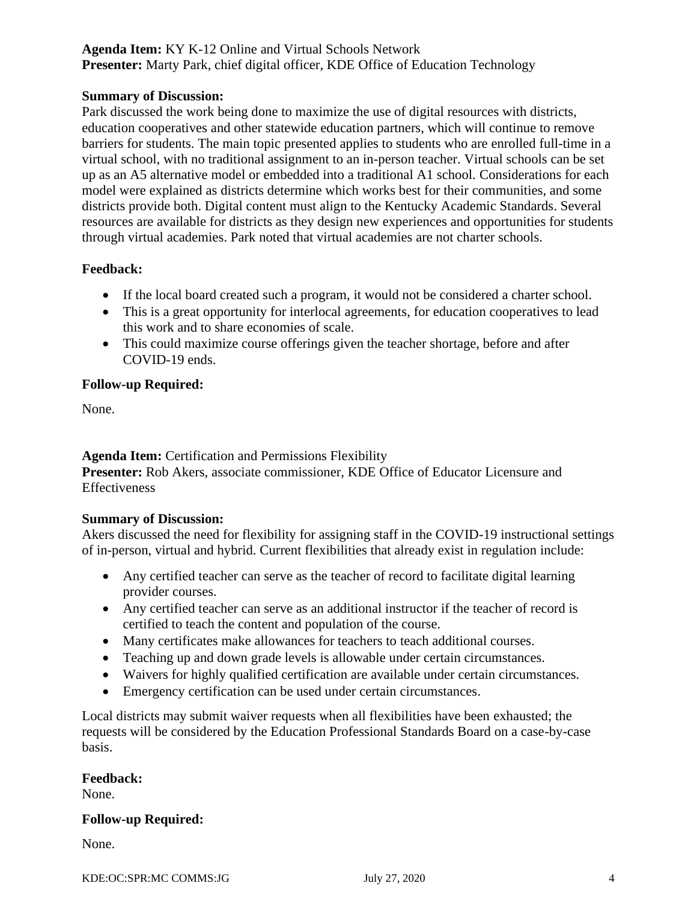**Agenda Item:** KY K-12 Online and Virtual Schools Network
**Presenter:** Marty Park, chief digital officer, KDE Office of Education Technology

**Summary of Discussion:**
Park discussed the work being done to maximize the use of digital resources with districts, education cooperatives and other statewide education partners, which will continue to remove barriers for students. The main topic presented applies to students who are enrolled full-time in a virtual school, with no traditional assignment to an in-person teacher. Virtual schools can be set up as an A5 alternative model or embedded into a traditional A1 school. Considerations for each model were explained as districts determine which works best for their communities, and some districts provide both. Digital content must align to the Kentucky Academic Standards. Several resources are available for districts as they design new experiences and opportunities for students through virtual academies. Park noted that virtual academies are not charter schools.

**Feedback:**

- If the local board created such a program, it would not be considered a charter school.
- This is a great opportunity for interlocal agreements, for education cooperatives to lead this work and to share economies of scale.
- This could maximize course offerings given the teacher shortage, before and after COVID-19 ends.

**Follow-up Required:**

None.

**Agenda Item:** Certification and Permissions Flexibility
**Presenter:** Rob Akers, associate commissioner, KDE Office of Educator Licensure and Effectiveness

**Summary of Discussion:**
Akers discussed the need for flexibility for assigning staff in the COVID-19 instructional settings of in-person, virtual and hybrid. Current flexibilities that already exist in regulation include:

- Any certified teacher can serve as the teacher of record to facilitate digital learning provider courses.
- Any certified teacher can serve as an additional instructor if the teacher of record is certified to teach the content and population of the course.
- Many certificates make allowances for teachers to teach additional courses.
- Teaching up and down grade levels is allowable under certain circumstances.
- Waivers for highly qualified certification are available under certain circumstances.
- Emergency certification can be used under certain circumstances.

Local districts may submit waiver requests when all flexibilities have been exhausted; the requests will be considered by the Education Professional Standards Board on a case-by-case basis.

**Feedback:**
None.

**Follow-up Required:**

None.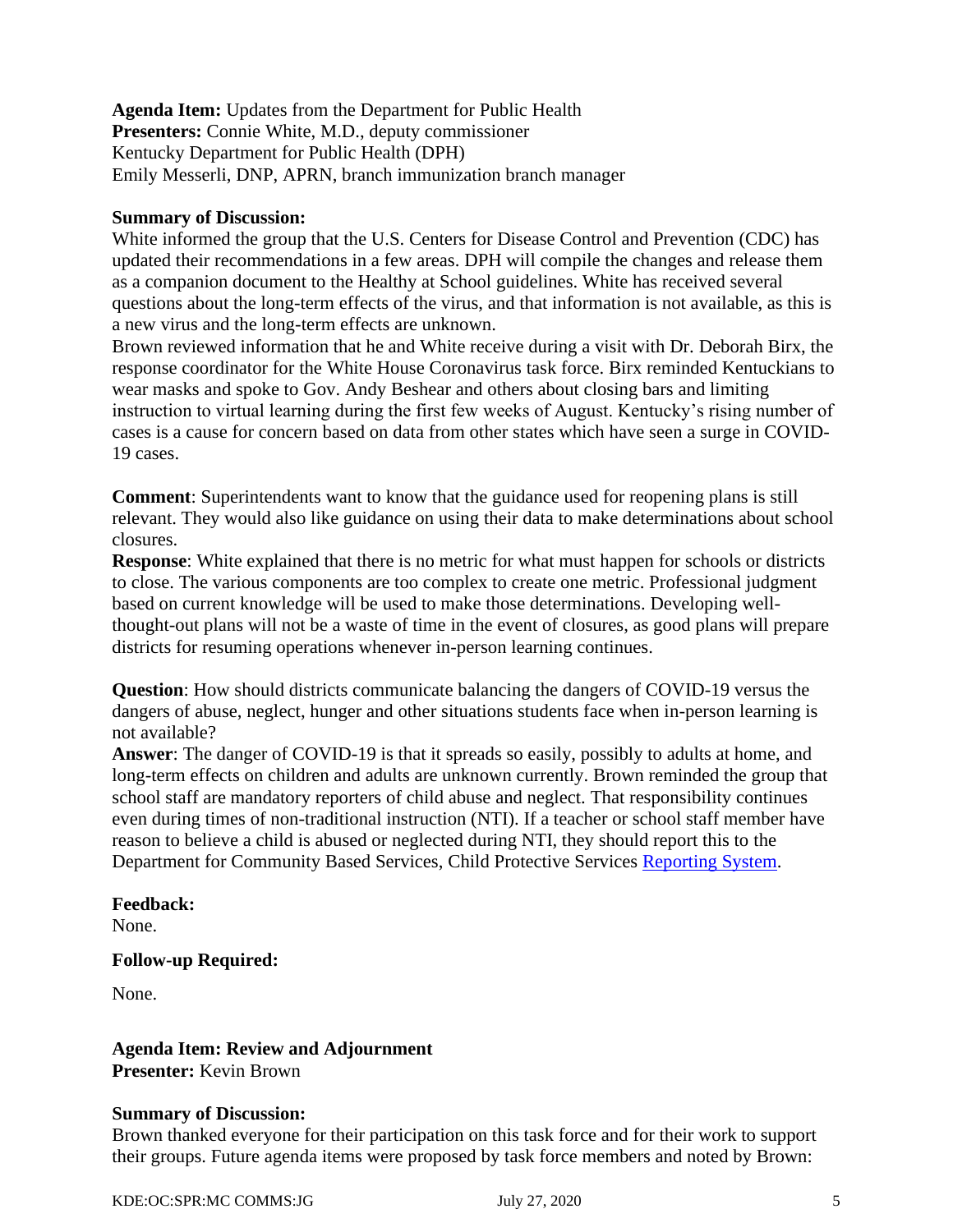**Agenda Item:** Updates from the Department for Public Health
**Presenters:** Connie White, M.D., deputy commissioner
Kentucky Department for Public Health (DPH)
Emily Messerli, DNP, APRN, branch immunization branch manager

**Summary of Discussion:**
White informed the group that the U.S. Centers for Disease Control and Prevention (CDC) has updated their recommendations in a few areas. DPH will compile the changes and release them as a companion document to the Healthy at School guidelines. White has received several questions about the long-term effects of the virus, and that information is not available, as this is a new virus and the long-term effects are unknown.
Brown reviewed information that he and White receive during a visit with Dr. Deborah Birx, the response coordinator for the White House Coronavirus task force. Birx reminded Kentuckians to wear masks and spoke to Gov. Andy Beshear and others about closing bars and limiting instruction to virtual learning during the first few weeks of August. Kentucky's rising number of cases is a cause for concern based on data from other states which have seen a surge in COVID-19 cases.

**Comment**: Superintendents want to know that the guidance used for reopening plans is still relevant. They would also like guidance on using their data to make determinations about school closures.
**Response**: White explained that there is no metric for what must happen for schools or districts to close. The various components are too complex to create one metric. Professional judgment based on current knowledge will be used to make those determinations. Developing well-thought-out plans will not be a waste of time in the event of closures, as good plans will prepare districts for resuming operations whenever in-person learning continues.

**Question**: How should districts communicate balancing the dangers of COVID-19 versus the dangers of abuse, neglect, hunger and other situations students face when in-person learning is not available?
**Answer**: The danger of COVID-19 is that it spreads so easily, possibly to adults at home, and long-term effects on children and adults are unknown currently. Brown reminded the group that school staff are mandatory reporters of child abuse and neglect. That responsibility continues even during times of non-traditional instruction (NTI). If a teacher or school staff member have reason to believe a child is abused or neglected during NTI, they should report this to the Department for Community Based Services, Child Protective Services [Reporting System].

**Feedback:**
None.

**Follow-up Required:**

None.

**Agenda Item: Review and Adjournment**
**Presenter:** Kevin Brown

**Summary of Discussion:**
Brown thanked everyone for their participation on this task force and for their work to support their groups. Future agenda items were proposed by task force members and noted by Brown: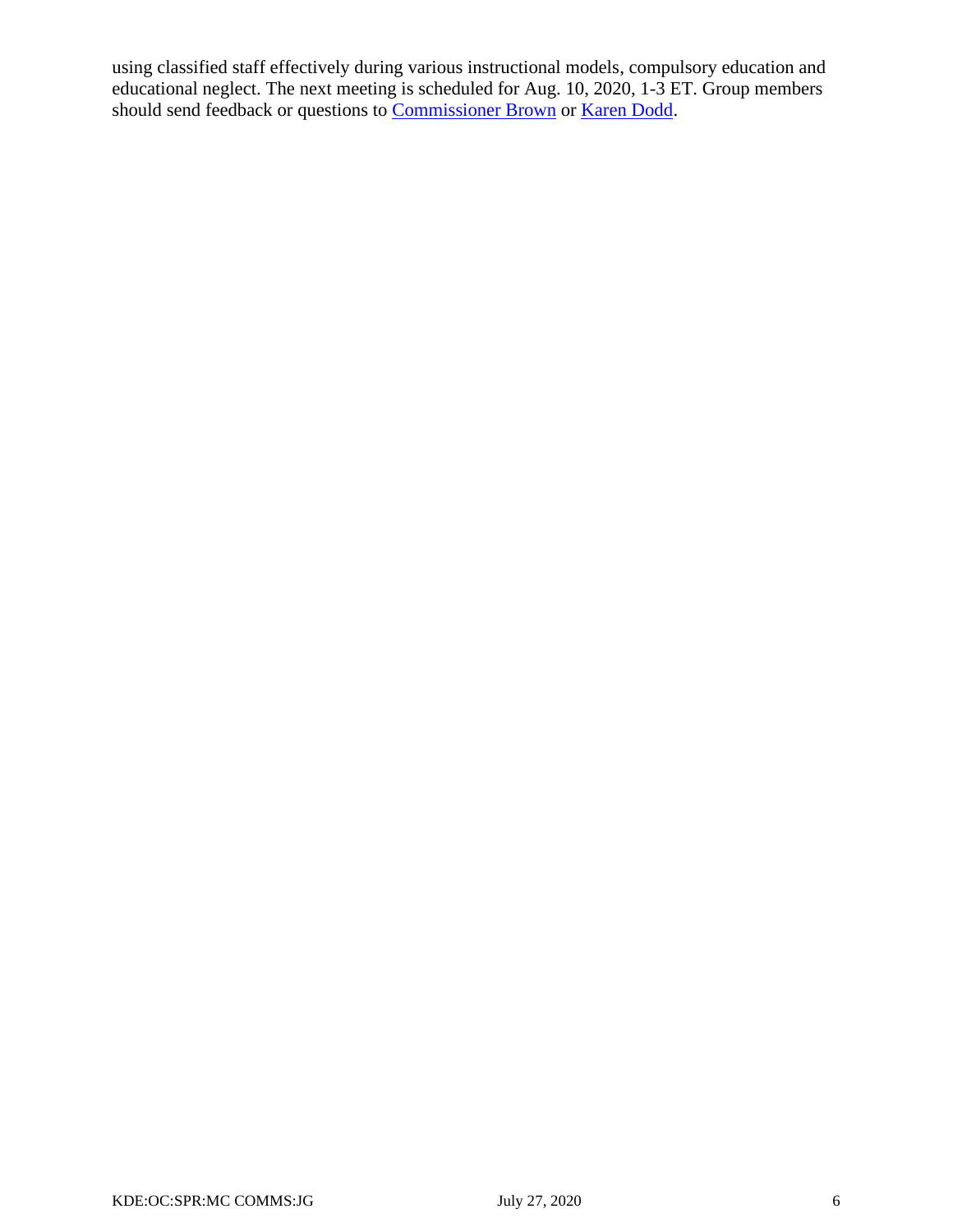using classified staff effectively during various instructional models, compulsory education and educational neglect. The next meeting is scheduled for Aug. 10, 2020, 1-3 ET. Group members should send feedback or questions to Commissioner Brown or Karen Dodd.